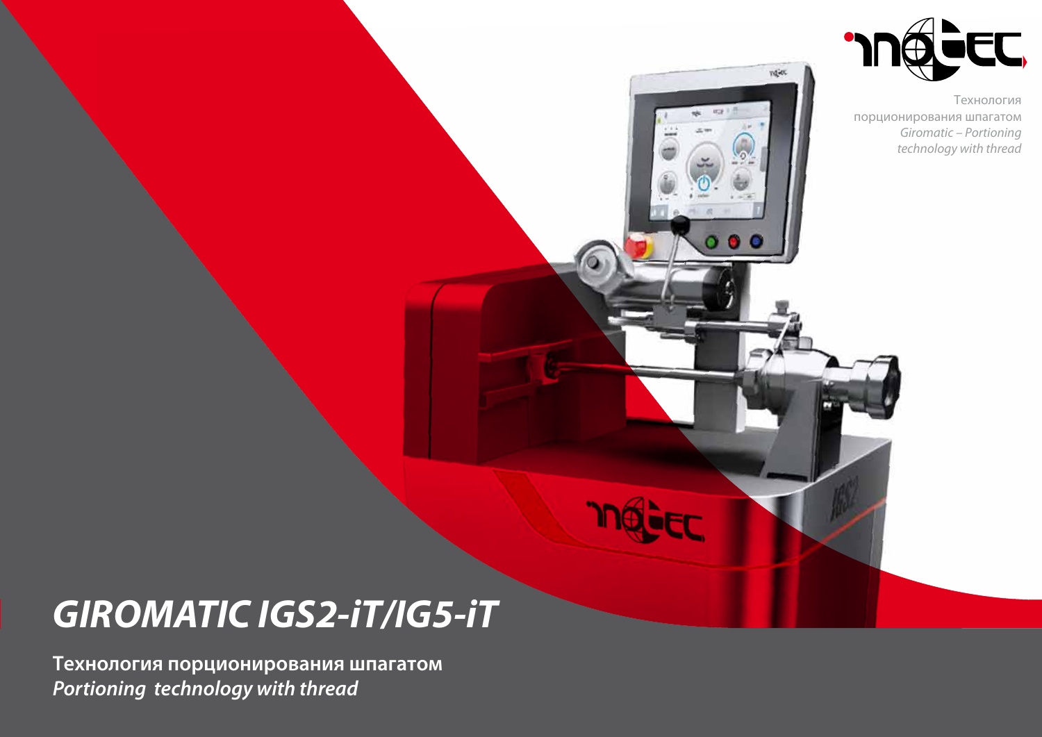Технология порционирования шпагатом
*Giromatic – Portioning technology with thread*

# GIROMATIC IGS2-iT/IG5-iT

**Технология порционирования шпагатом**
***Portioning technology with thread***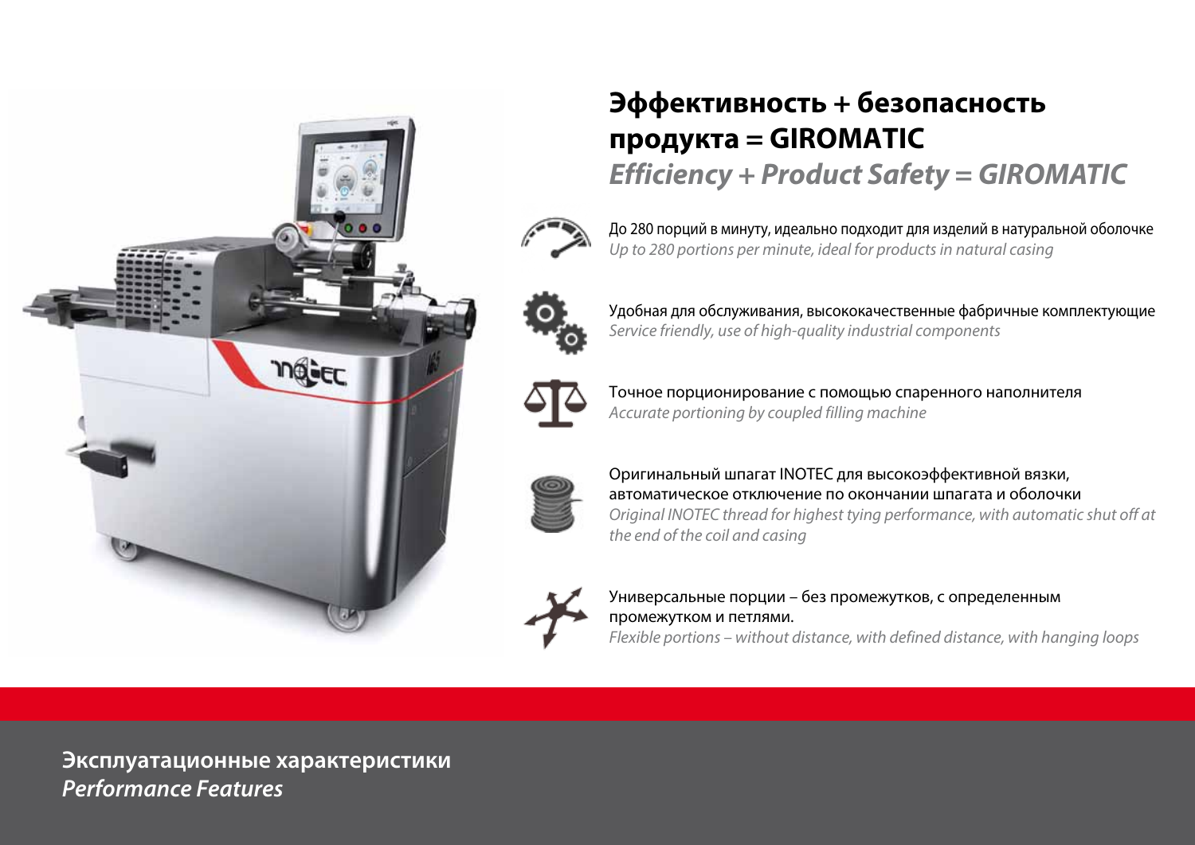# Эффективность + безопасность продукта = GIROMATIC

## *Efficiency + Product Safety = GIROMATIC*

До 280 порций в минуту, идеально подходит для изделий в натуральной оболочке
*Up to 280 portions per minute, ideal for products in natural casing*

Удобная для обслуживания, высококачественные фабричные комплектующие
*Service friendly, use of high-quality industrial components*

Точное порционирование с помощью спаренного наполнителя
*Accurate portioning by coupled filling machine*

Оригинальный шпагат INOTEC для высокоэффективной вязки, автоматическое отключение по окончании шпагата и оболочки
*Original INOTEC thread for highest tying performance, with automatic shut off at the end of the coil and casing*

Универсальные порции – без промежутков, с определенным промежутком и петлями.
*Flexible portions – without distance, with defined distance, with hanging loops*

**Эксплуатационные характеристики**
***Performance Features***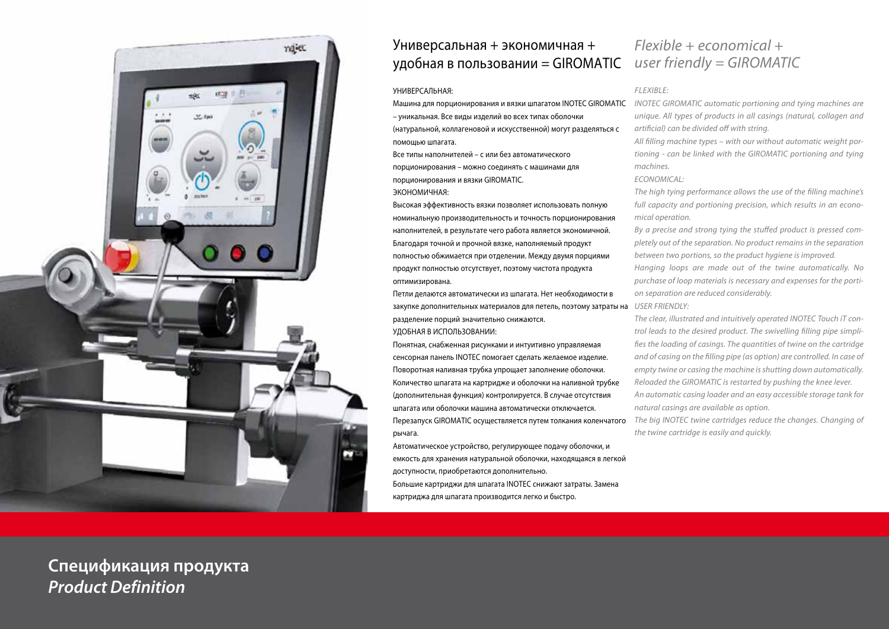## Универсальная + экономичная + удобная в пользовании = GIROMATIC

УНИВЕРСАЛЬНАЯ:

Машина для порционирования и вязки шпагатом INOTEC GIROMATIC – уникальная. Все виды изделий во всех типах оболочки (натуральной, коллагеновой и искусственной) могут разделяться с помощью шпагата.

Все типы наполнителей – с или без автоматического порционирования – можно соединять с машинами для порционирования и вязки GIROMATIC.

ЭКОНОМИЧНАЯ:

Высокая эффективность вязки позволяет использовать полную номинальную производительность и точность порционирования наполнителей, в результате чего работа является экономичной.

Благодаря точной и прочной вязке, наполняемый продукт полностью обжимается при отделении. Между двумя порциями продукт полностью отсутствует, поэтому чистота продукта оптимизирована.

Петли делаются автоматически из шпагата. Нет необходимости в закупке дополнительных материалов для петель, поэтому затраты на разделение порций значительно снижаются.

УДОБНАЯ В ИСПОЛЬЗОВАНИИ:

Понятная, снабженная рисунками и интуитивно управляемая сенсорная панель INOTEC помогает сделать желаемое изделие.

Поворотная наливная трубка упрощает заполнение оболочки.

Количество шпагата на картридже и оболочки на наливной трубке (дополнительная функция) контролируется. В случае отсутствия шпагата или оболочки машина автоматически отключается.

Перезапуск GIROMATIC осуществляется путем толкания коленчатого рычага.

Автоматическое устройство, регулирующее подачу оболочки, и емкость для хранения натуральной оболочки, находящаяся в легкой доступности, приобретаются дополнительно.

Большие картриджи для шпагата INOTEC снижают затраты. Замена картриджа для шпагата производится легко и быстро.

## *Flexible + economical + user friendly = GIROMATIC*

*FLEXIBLE:*

*INOTEC GIROMATIC automatic portioning and tying machines are unique. All types of products in all casings (natural, collagen and artificial) can be divided off with string.*

*All filling machine types – with our without automatic weight portioning - can be linked with the GIROMATIC portioning and tying machines.*

*ECONOMICAL:*

*The high tying performance allows the use of the filling machine's full capacity and portioning precision, which results in an economical operation.*

*By a precise and strong tying the stuffed product is pressed completely out of the separation. No product remains in the separation between two portions, so the product hygiene is improved.*

*Hanging loops are made out of the twine automatically. No purchase of loop materials is necessary and expenses for the portion separation are reduced considerably.*

*USER FRIENDLY:*

*The clear, illustrated and intuitively operated INOTEC Touch iT control leads to the desired product. The swivelling filling pipe simplifies the loading of casings. The quantities of twine on the cartridge and of casing on the filling pipe (as option) are controlled. In case of empty twine or casing the machine is shutting down automatically. Reloaded the GIROMATIC is restarted by pushing the knee lever.*

*An automatic casing loader and an easy accessible storage tank for natural casings are available as option.*

*The big INOTEC twine cartridges reduce the changes. Changing of the twine cartridge is easily and quickly.*

## **Спецификация продукта**
## ***Product Definition***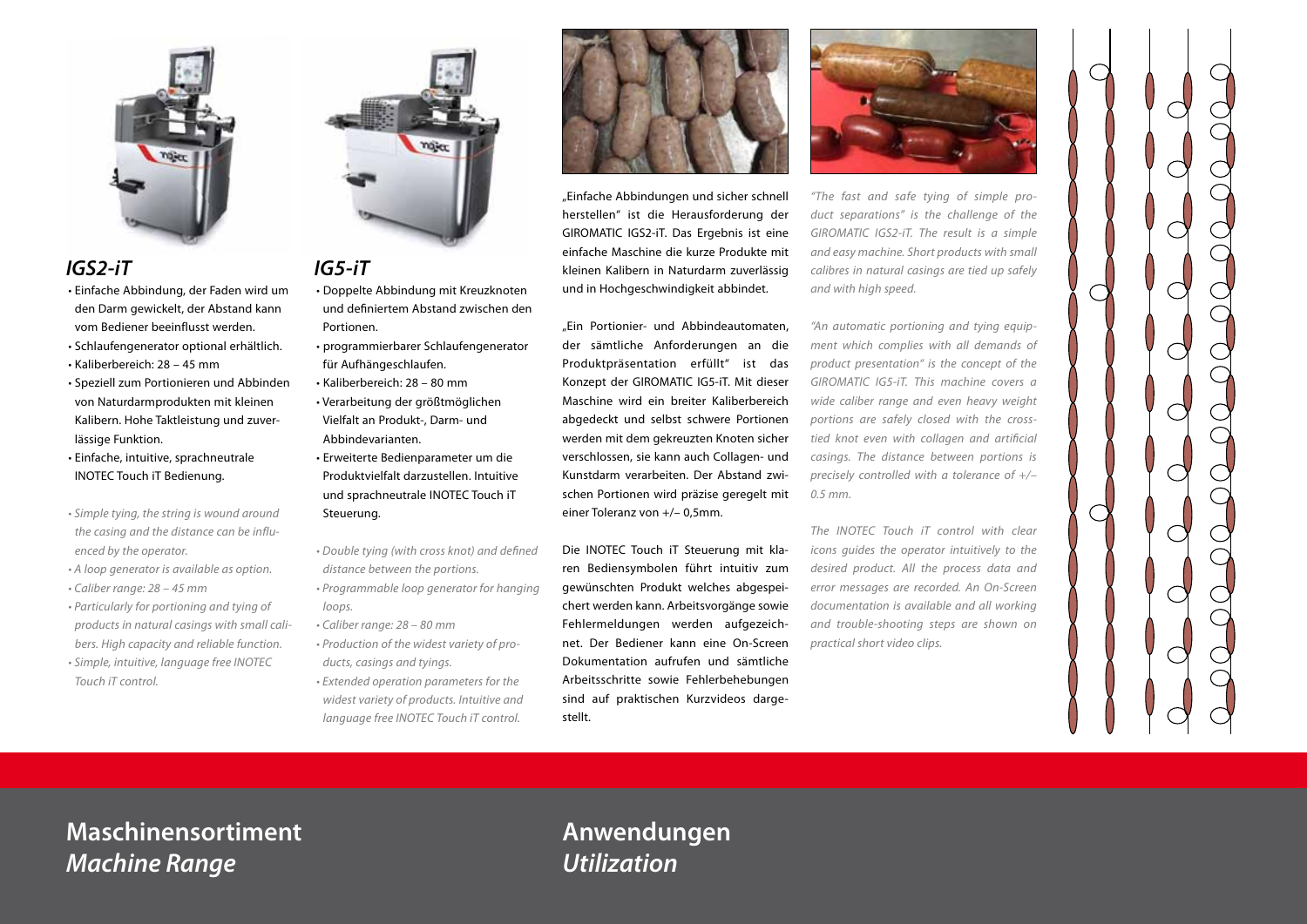## IGS2-iT

- Einfache Abbindung, der Faden wird um den Darm gewickelt, der Abstand kann vom Bediener beeinflusst werden.
- Schlaufengenerator optional erhältlich.
- Kaliberbereich: 28 – 45 mm
- Speziell zum Portionieren und Abbinden von Naturdarmprodukten mit kleinen Kalibern. Hohe Taktleistung und zuverlässige Funktion.
- Einfache, intuitive, sprachneutrale INOTEC Touch iT Bedienung.

- *Simple tying, the string is wound around the casing and the distance can be influenced by the operator.*
- *A loop generator is available as option.*
- *Caliber range: 28 – 45 mm*
- *Particularly for portioning and tying of products in natural casings with small calibers. High capacity and reliable function.*
- *Simple, intuitive, language free INOTEC Touch iT control.*

## IG5-iT

- Doppelte Abbindung mit Kreuzknoten und definiertem Abstand zwischen den Portionen.
- programmierbarer Schlaufengenerator für Aufhängeschlaufen.
- Kaliberbereich: 28 – 80 mm
- Verarbeitung der größtmöglichen Vielfalt an Produkt-, Darm- und Abbindevarianten.
- Erweiterte Bedienparameter um die Produktvielfalt darzustellen. Intuitive und sprachneutrale INOTEC Touch iT Steuerung.

- *Double tying (with cross knot) and defined distance between the portions.*
- *Programmable loop generator for hanging loops.*
- *Caliber range: 28 – 80 mm*
- *Production of the widest variety of products, casings and tyings.*
- *Extended operation parameters for the widest variety of products. Intuitive and language free INOTEC Touch iT control.*

„Einfache Abbindungen und sicher schnell herstellen" ist die Herausforderung der GIROMATIC IGS2-iT. Das Ergebnis ist eine einfache Maschine die kurze Produkte mit kleinen Kalibern in Naturdarm zuverlässig und in Hochgeschwindigkeit abbindet.

„Ein Portionier- und Abbindeautomaten, der sämtliche Anforderungen an die Produktpräsentation erfüllt" ist das Konzept der GIROMATIC IG5-iT. Mit dieser Maschine wird ein breiter Kaliberbereich abgedeckt und selbst schwere Portionen werden mit dem gekreuzten Knoten sicher verschlossen, sie kann auch Collagen- und Kunstdarm verarbeiten. Der Abstand zwischen Portionen wird präzise geregelt mit einer Toleranz von +/– 0,5mm.

Die INOTEC Touch iT Steuerung mit klaren Bediensymbolen führt intuitiv zum gewünschten Produkt welches abgespeichert werden kann. Arbeitsvorgänge sowie Fehlermeldungen werden aufgezeichnet. Der Bediener kann eine On-Screen Dokumentation aufrufen und sämtliche Arbeitsschritte sowie Fehlerbehebungen sind auf praktischen Kurzvideos dargestellt.

*"The fast and safe tying of simple product separations" is the challenge of the GIROMATIC IGS2-iT. The result is a simple and easy machine. Short products with small calibres in natural casings are tied up safely and with high speed.*

*"An automatic portioning and tying equipment which complies with all demands of product presentation" is the concept of the GIROMATIC IG5-iT. This machine covers a wide caliber range and even heavy weight portions are safely closed with the cross-tied knot even with collagen and artificial casings. The distance between portions is precisely controlled with a tolerance of +/– 0.5 mm.*

*The INOTEC Touch iT control with clear icons guides the operator intuitively to the desired product. All the process data and error messages are recorded. An On-Screen documentation is available and all working and trouble-shooting steps are shown on practical short video clips.*

## Maschinensortiment
## *Machine Range*

## Anwendungen
## *Utilization*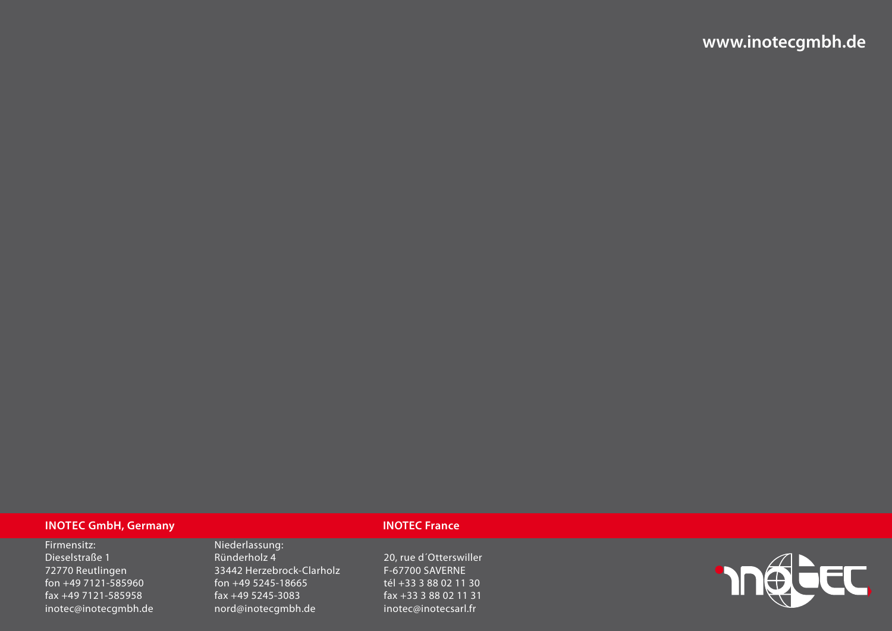www.inotecgmbh.de

**INOTEC GmbH, Germany**

Firmensitz:
Dieselstraße 1
72770 Reutlingen
fon +49 7121-585960
fax +49 7121-585958
inotec@inotecgmbh.de

Niederlassung:
Ründerholz 4
33442 Herzebrock-Clarholz
fon +49 5245-18665
fax +49 5245-3083
nord@inotecgmbh.de

**INOTEC France**

20, rue d´Otterswiller
F-67700 SAVERNE
tél +33 3 88 02 11 30
fax +33 3 88 02 11 31
inotec@inotecsarl.fr